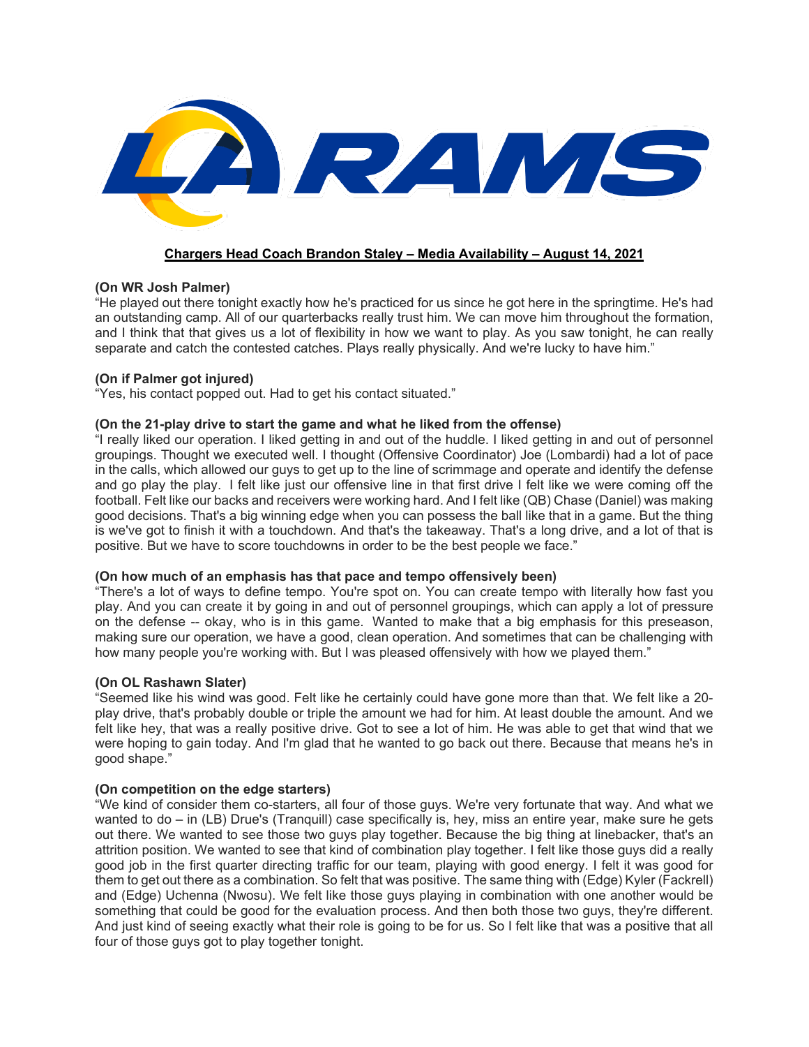## Chargers Head Coach Brandon Staley – Media Availability – August 14, 2021

**(On WR Josh Palmer)**

"He played out there tonight exactly how he's practiced for us since he got here in the springtime. He's had an outstanding camp. All of our quarterbacks really trust him. We can move him throughout the formation, and I think that that gives us a lot of flexibility in how we want to play. As you saw tonight, he can really separate and catch the contested catches. Plays really physically. And we're lucky to have him."

**(On if Palmer got injured)**

"Yes, his contact popped out. Had to get his contact situated."

**(On the 21-play drive to start the game and what he liked from the offense)**

"I really liked our operation. I liked getting in and out of the huddle. I liked getting in and out of personnel groupings. Thought we executed well. I thought (Offensive Coordinator) Joe (Lombardi) had a lot of pace in the calls, which allowed our guys to get up to the line of scrimmage and operate and identify the defense and go play the play. I felt like just our offensive line in that first drive I felt like we were coming off the football. Felt like our backs and receivers were working hard. And I felt like (QB) Chase (Daniel) was making good decisions. That's a big winning edge when you can possess the ball like that in a game. But the thing is we've got to finish it with a touchdown. And that's the takeaway. That's a long drive, and a lot of that is positive. But we have to score touchdowns in order to be the best people we face."

**(On how much of an emphasis has that pace and tempo offensively been)**

"There's a lot of ways to define tempo. You're spot on. You can create tempo with literally how fast you play. And you can create it by going in and out of personnel groupings, which can apply a lot of pressure on the defense -- okay, who is in this game. Wanted to make that a big emphasis for this preseason, making sure our operation, we have a good, clean operation. And sometimes that can be challenging with how many people you're working with. But I was pleased offensively with how we played them."

**(On OL Rashawn Slater)**

"Seemed like his wind was good. Felt like he certainly could have gone more than that. We felt like a 20-play drive, that's probably double or triple the amount we had for him. At least double the amount. And we felt like hey, that was a really positive drive. Got to see a lot of him. He was able to get that wind that we were hoping to gain today. And I'm glad that he wanted to go back out there. Because that means he's in good shape."

**(On competition on the edge starters)**

"We kind of consider them co-starters, all four of those guys. We're very fortunate that way. And what we wanted to do – in (LB) Drue's (Tranquill) case specifically is, hey, miss an entire year, make sure he gets out there. We wanted to see those two guys play together. Because the big thing at linebacker, that's an attrition position. We wanted to see that kind of combination play together. I felt like those guys did a really good job in the first quarter directing traffic for our team, playing with good energy. I felt it was good for them to get out there as a combination. So felt that was positive. The same thing with (Edge) Kyler (Fackrell) and (Edge) Uchenna (Nwosu). We felt like those guys playing in combination with one another would be something that could be good for the evaluation process. And then both those two guys, they're different. And just kind of seeing exactly what their role is going to be for us. So I felt like that was a positive that all four of those guys got to play together tonight.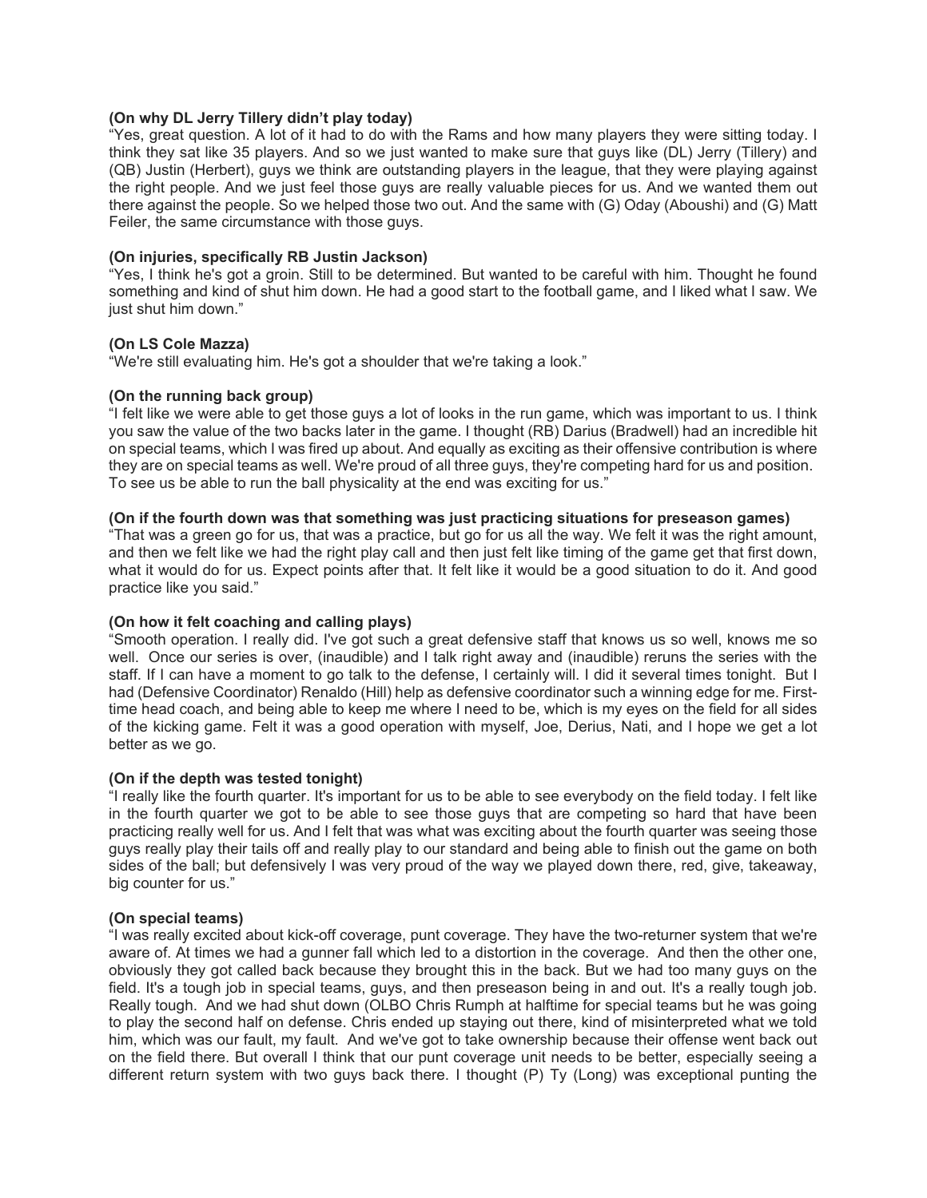**(On why DL Jerry Tillery didn't play today)**

"Yes, great question. A lot of it had to do with the Rams and how many players they were sitting today. I think they sat like 35 players. And so we just wanted to make sure that guys like (DL) Jerry (Tillery) and (QB) Justin (Herbert), guys we think are outstanding players in the league, that they were playing against the right people. And we just feel those guys are really valuable pieces for us. And we wanted them out there against the people. So we helped those two out. And the same with (G) Oday (Aboushi) and (G) Matt Feiler, the same circumstance with those guys.

**(On injuries, specifically RB Justin Jackson)**

"Yes, I think he's got a groin. Still to be determined. But wanted to be careful with him. Thought he found something and kind of shut him down. He had a good start to the football game, and I liked what I saw. We just shut him down."

**(On LS Cole Mazza)**

"We're still evaluating him. He's got a shoulder that we're taking a look."

**(On the running back group)**

"I felt like we were able to get those guys a lot of looks in the run game, which was important to us. I think you saw the value of the two backs later in the game. I thought (RB) Darius (Bradwell) had an incredible hit on special teams, which I was fired up about. And equally as exciting as their offensive contribution is where they are on special teams as well. We're proud of all three guys, they're competing hard for us and position. To see us be able to run the ball physicality at the end was exciting for us."

**(On if the fourth down was that something was just practicing situations for preseason games)**

"That was a green go for us, that was a practice, but go for us all the way. We felt it was the right amount, and then we felt like we had the right play call and then just felt like timing of the game get that first down, what it would do for us. Expect points after that. It felt like it would be a good situation to do it. And good practice like you said."

**(On how it felt coaching and calling plays)**

"Smooth operation. I really did. I've got such a great defensive staff that knows us so well, knows me so well. Once our series is over, (inaudible) and I talk right away and (inaudible) reruns the series with the staff. If I can have a moment to go talk to the defense, I certainly will. I did it several times tonight. But I had (Defensive Coordinator) Renaldo (Hill) help as defensive coordinator such a winning edge for me. First-time head coach, and being able to keep me where I need to be, which is my eyes on the field for all sides of the kicking game. Felt it was a good operation with myself, Joe, Derius, Nati, and I hope we get a lot better as we go.

**(On if the depth was tested tonight)**

"I really like the fourth quarter. It's important for us to be able to see everybody on the field today. I felt like in the fourth quarter we got to be able to see those guys that are competing so hard that have been practicing really well for us. And I felt that was what was exciting about the fourth quarter was seeing those guys really play their tails off and really play to our standard and being able to finish out the game on both sides of the ball; but defensively I was very proud of the way we played down there, red, give, takeaway, big counter for us."

**(On special teams)**

"I was really excited about kick-off coverage, punt coverage. They have the two-returner system that we're aware of. At times we had a gunner fall which led to a distortion in the coverage. And then the other one, obviously they got called back because they brought this in the back. But we had too many guys on the field. It's a tough job in special teams, guys, and then preseason being in and out. It's a really tough job. Really tough. And we had shut down (OLBO Chris Rumph at halftime for special teams but he was going to play the second half on defense. Chris ended up staying out there, kind of misinterpreted what we told him, which was our fault, my fault. And we've got to take ownership because their offense went back out on the field there. But overall I think that our punt coverage unit needs to be better, especially seeing a different return system with two guys back there. I thought (P) Ty (Long) was exceptional punting the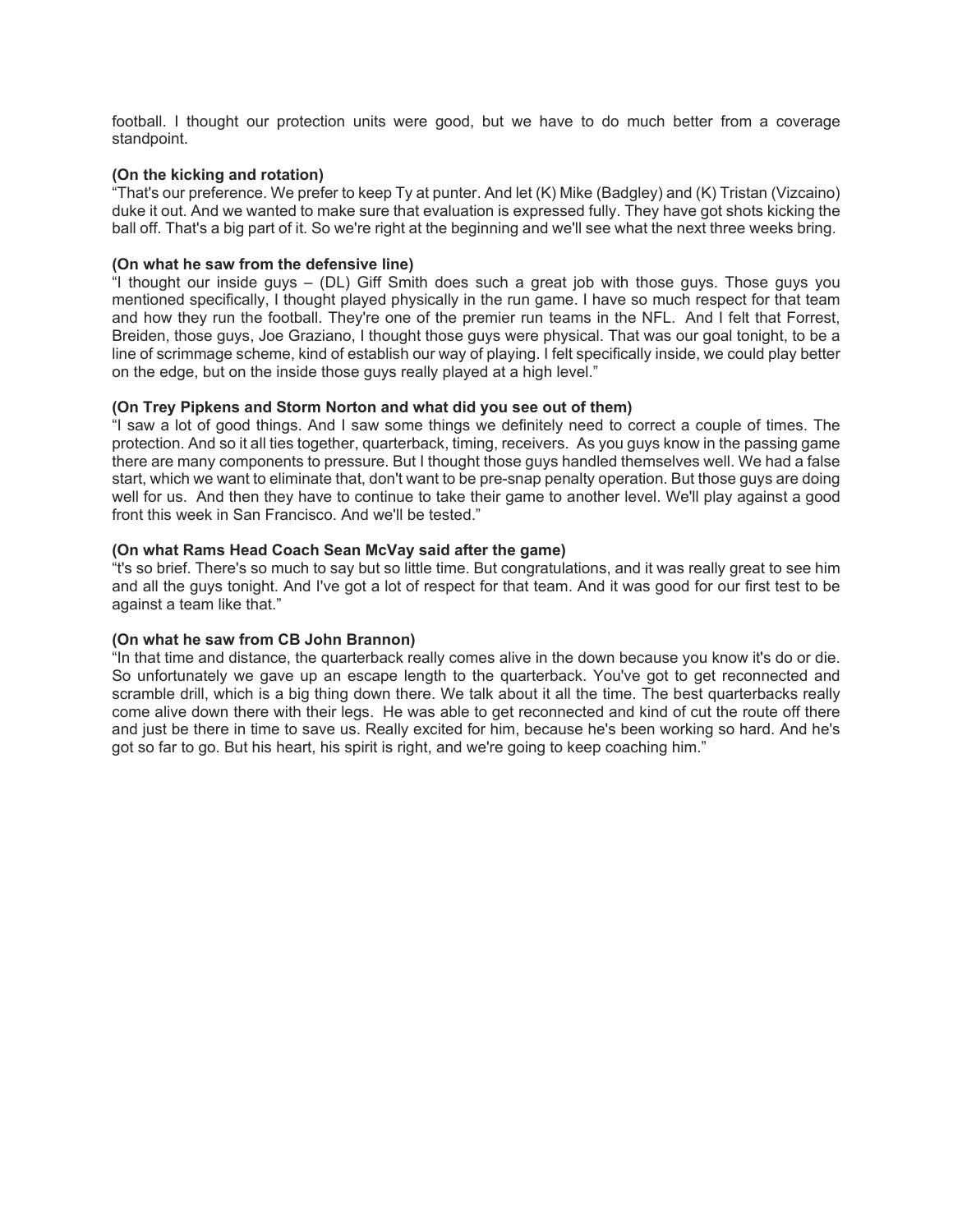football. I thought our protection units were good, but we have to do much better from a coverage standpoint.

**(On the kicking and rotation)**
"That's our preference. We prefer to keep Ty at punter. And let (K) Mike (Badgley) and (K) Tristan (Vizcaino) duke it out. And we wanted to make sure that evaluation is expressed fully. They have got shots kicking the ball off. That's a big part of it. So we're right at the beginning and we'll see what the next three weeks bring.

**(On what he saw from the defensive line)**
"I thought our inside guys – (DL) Giff Smith does such a great job with those guys. Those guys you mentioned specifically, I thought played physically in the run game. I have so much respect for that team and how they run the football. They're one of the premier run teams in the NFL. And I felt that Forrest, Breiden, those guys, Joe Graziano, I thought those guys were physical. That was our goal tonight, to be a line of scrimmage scheme, kind of establish our way of playing. I felt specifically inside, we could play better on the edge, but on the inside those guys really played at a high level."

**(On Trey Pipkens and Storm Norton and what did you see out of them)**
"I saw a lot of good things. And I saw some things we definitely need to correct a couple of times. The protection. And so it all ties together, quarterback, timing, receivers. As you guys know in the passing game there are many components to pressure. But I thought those guys handled themselves well. We had a false start, which we want to eliminate that, don't want to be pre-snap penalty operation. But those guys are doing well for us. And then they have to continue to take their game to another level. We'll play against a good front this week in San Francisco. And we'll be tested."

**(On what Rams Head Coach Sean McVay said after the game)**
"t's so brief. There's so much to say but so little time. But congratulations, and it was really great to see him and all the guys tonight. And I've got a lot of respect for that team. And it was good for our first test to be against a team like that."

**(On what he saw from CB John Brannon)**
"In that time and distance, the quarterback really comes alive in the down because you know it's do or die. So unfortunately we gave up an escape length to the quarterback. You've got to get reconnected and scramble drill, which is a big thing down there. We talk about it all the time. The best quarterbacks really come alive down there with their legs. He was able to get reconnected and kind of cut the route off there and just be there in time to save us. Really excited for him, because he's been working so hard. And he's got so far to go. But his heart, his spirit is right, and we're going to keep coaching him."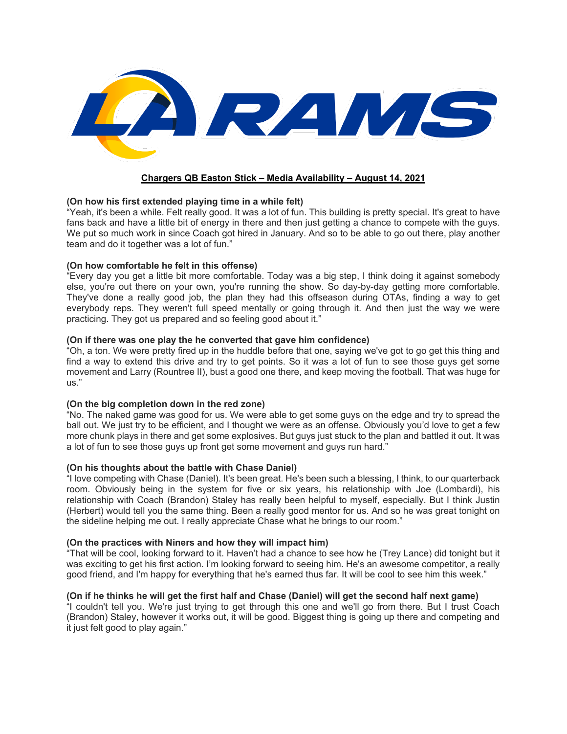**Chargers QB Easton Stick – Media Availability – August 14, 2021**

**(On how his first extended playing time in a while felt)**
"Yeah, it's been a while. Felt really good. It was a lot of fun. This building is pretty special. It's great to have fans back and have a little bit of energy in there and then just getting a chance to compete with the guys. We put so much work in since Coach got hired in January. And so to be able to go out there, play another team and do it together was a lot of fun."

**(On how comfortable he felt in this offense)**
"Every day you get a little bit more comfortable. Today was a big step, I think doing it against somebody else, you're out there on your own, you're running the show. So day-by-day getting more comfortable. They've done a really good job, the plan they had this offseason during OTAs, finding a way to get everybody reps. They weren't full speed mentally or going through it. And then just the way we were practicing. They got us prepared and so feeling good about it."

**(On if there was one play the he converted that gave him confidence)**
"Oh, a ton. We were pretty fired up in the huddle before that one, saying we've got to go get this thing and find a way to extend this drive and try to get points. So it was a lot of fun to see those guys get some movement and Larry (Rountree II), bust a good one there, and keep moving the football. That was huge for us."

**(On the big completion down in the red zone)**
"No. The naked game was good for us. We were able to get some guys on the edge and try to spread the ball out. We just try to be efficient, and I thought we were as an offense. Obviously you'd love to get a few more chunk plays in there and get some explosives. But guys just stuck to the plan and battled it out. It was a lot of fun to see those guys up front get some movement and guys run hard."

**(On his thoughts about the battle with Chase Daniel)**
"I love competing with Chase (Daniel). It's been great. He's been such a blessing, I think, to our quarterback room. Obviously being in the system for five or six years, his relationship with Joe (Lombardi), his relationship with Coach (Brandon) Staley has really been helpful to myself, especially. But I think Justin (Herbert) would tell you the same thing. Been a really good mentor for us. And so he was great tonight on the sideline helping me out. I really appreciate Chase what he brings to our room."

**(On the practices with Niners and how they will impact him)**
"That will be cool, looking forward to it. Haven't had a chance to see how he (Trey Lance) did tonight but it was exciting to get his first action. I'm looking forward to seeing him. He's an awesome competitor, a really good friend, and I'm happy for everything that he's earned thus far. It will be cool to see him this week."

**(On if he thinks he will get the first half and Chase (Daniel) will get the second half next game)**
"I couldn't tell you. We're just trying to get through this one and we'll go from there. But I trust Coach (Brandon) Staley, however it works out, it will be good. Biggest thing is going up there and competing and it just felt good to play again."